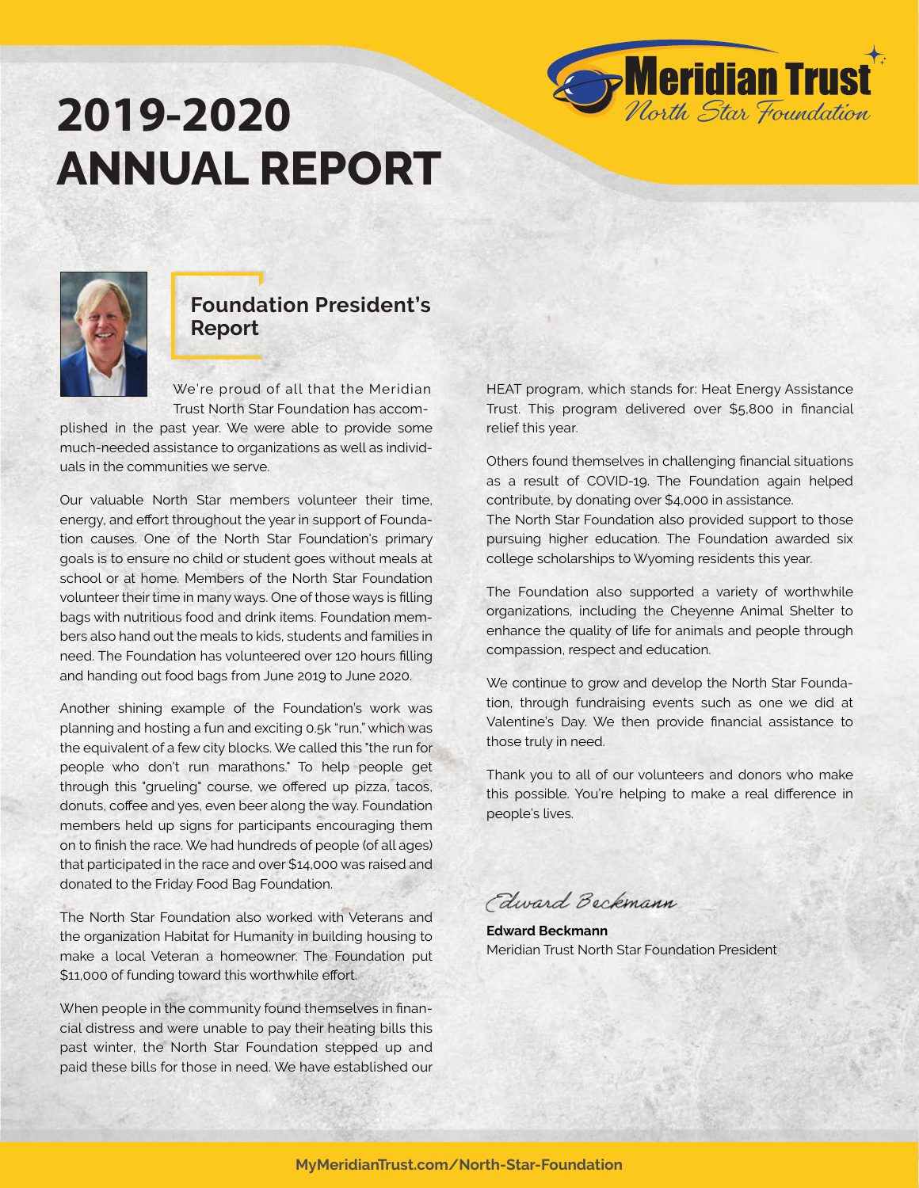# 2019-2020 ANNUAL REPORT

Meridian Trust
*North Star Foundation*

## Foundation President's Report

We're proud of all that the Meridian Trust North Star Foundation has accomplished in the past year. We were able to provide some much-needed assistance to organizations as well as individuals in the communities we serve.

Our valuable North Star members volunteer their time, energy, and effort throughout the year in support of Foundation causes. One of the North Star Foundation's primary goals is to ensure no child or student goes without meals at school or at home. Members of the North Star Foundation volunteer their time in many ways. One of those ways is filling bags with nutritious food and drink items. Foundation members also hand out the meals to kids, students and families in need. The Foundation has volunteered over 120 hours filling and handing out food bags from June 2019 to June 2020.

Another shining example of the Foundation's work was planning and hosting a fun and exciting 0.5k "run," which was the equivalent of a few city blocks. We called this "the run for people who don't run marathons." To help people get through this "grueling" course, we offered up pizza, tacos, donuts, coffee and yes, even beer along the way. Foundation members held up signs for participants encouraging them on to finish the race. We had hundreds of people (of all ages) that participated in the race and over $14,000 was raised and donated to the Friday Food Bag Foundation.

The North Star Foundation also worked with Veterans and the organization Habitat for Humanity in building housing to make a local Veteran a homeowner. The Foundation put $11,000 of funding toward this worthwhile effort.

When people in the community found themselves in financial distress and were unable to pay their heating bills this past winter, the North Star Foundation stepped up and paid these bills for those in need. We have established our HEAT program, which stands for: Heat Energy Assistance Trust. This program delivered over $5,800 in financial relief this year.

Others found themselves in challenging financial situations as a result of COVID-19. The Foundation again helped contribute, by donating over $4,000 in assistance.
The North Star Foundation also provided support to those pursuing higher education. The Foundation awarded six college scholarships to Wyoming residents this year.

The Foundation also supported a variety of worthwhile organizations, including the Cheyenne Animal Shelter to enhance the quality of life for animals and people through compassion, respect and education.

We continue to grow and develop the North Star Foundation, through fundraising events such as one we did at Valentine's Day. We then provide financial assistance to those truly in need.

Thank you to all of our volunteers and donors who make this possible. You're helping to make a real difference in people's lives.

*Edward Beckmann*

**Edward Beckmann**
Meridian Trust North Star Foundation President

MyMeridianTrust.com/North-Star-Foundation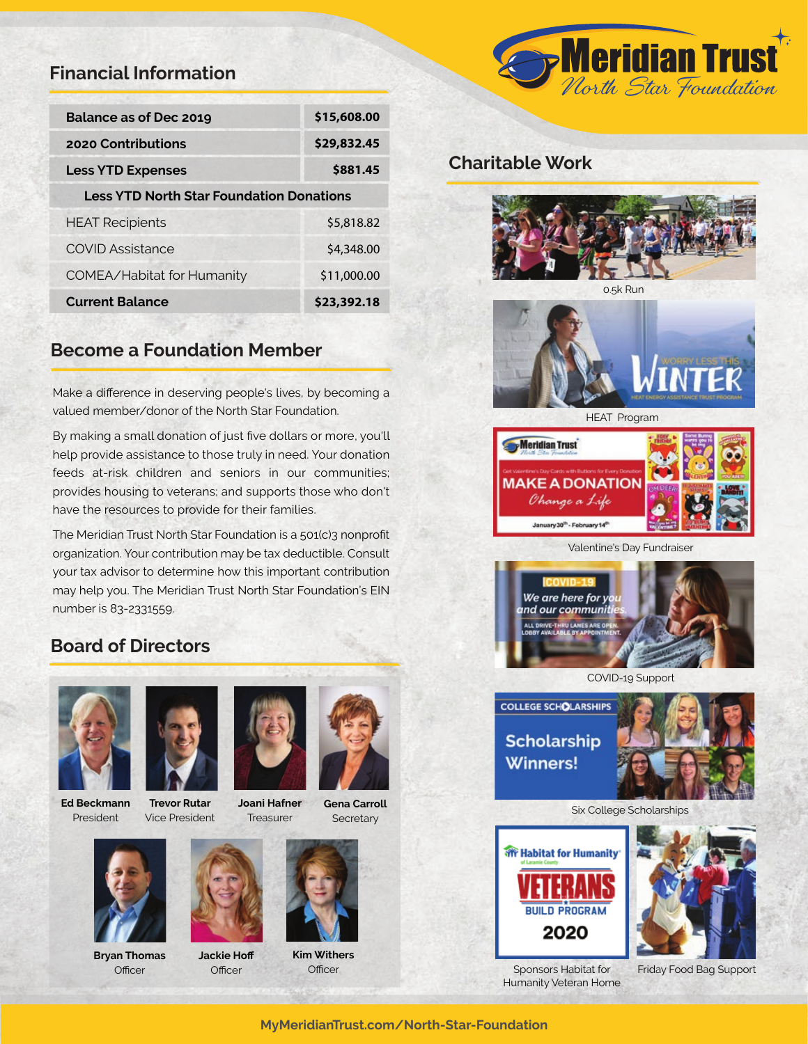Meridian Trust
North Star Foundation

## Financial Information

| | |
|---|---|
| **Balance as of Dec 2019** | **$15,608.00** |
| **2020 Contributions** | **$29,832.45** |
| **Less YTD Expenses** | **$881.45** |
| **Less YTD North Star Foundation Donations** | |
| HEAT Recipients | $5,818.82 |
| COVID Assistance | $4,348.00 |
| COMEA/Habitat for Humanity | $11,000.00 |
| **Current Balance** | **$23,392.18** |

## Become a Foundation Member

Make a difference in deserving people's lives, by becoming a valued member/donor of the North Star Foundation.

By making a small donation of just five dollars or more, you'll help provide assistance to those truly in need. Your donation feeds at-risk children and seniors in our communities; provides housing to veterans; and supports those who don't have the resources to provide for their families.

The Meridian Trust North Star Foundation is a 501(c)3 nonprofit organization. Your contribution may be tax deductible. Consult your tax advisor to determine how this important contribution may help you. The Meridian Trust North Star Foundation's EIN number is 83-2331559.

## Board of Directors

**Ed Beckmann**
President

**Trevor Rutar**
Vice President

**Joani Hafner**
Treasurer

**Gena Carroll**
Secretary

**Bryan Thomas**
Officer

**Jackie Hoff**
Officer

**Kim Withers**
Officer

## Charitable Work

0.5k Run

HEAT Program

Valentine's Day Fundraiser

COVID-19 Support

Six College Scholarships

Sponsors Habitat for Humanity Veteran Home

Friday Food Bag Support

MyMeridianTrust.com/North-Star-Foundation